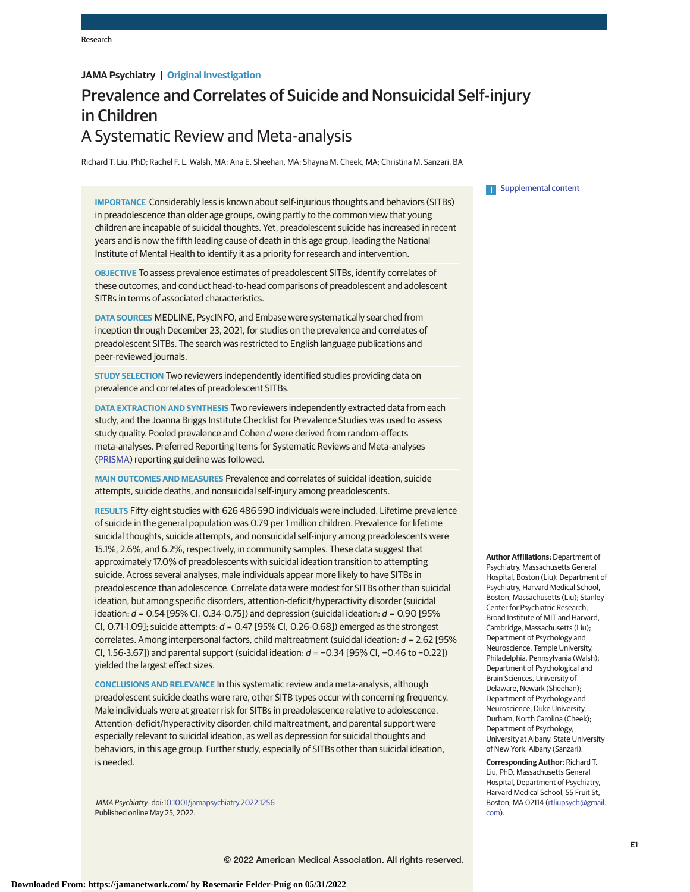JAMA Psychiatry | Original Investigation

# Prevalence and Correlates of Suicide and Nonsuicidal Self-injury in Children

## A Systematic Review and Meta-analysis

Richard T. Liu, PhD; Rachel F. L. Walsh, MA; Ana E. Sheehan, MA; Shayna M. Cheek, MA; Christina M. Sanzari, BA

Supplemental content

**IMPORTANCE** Considerably less is known about self-injurious thoughts and behaviors (SITBs) in preadolescence than older age groups, owing partly to the common view that young children are incapable of suicidal thoughts. Yet, preadolescent suicide has increased in recent years and is now the fifth leading cause of death in this age group, leading the National Institute of Mental Health to identify it as a priority for research and intervention.

**OBJECTIVE** To assess prevalence estimates of preadolescent SITBs, identify correlates of these outcomes, and conduct head-to-head comparisons of preadolescent and adolescent SITBs in terms of associated characteristics.

**DATA SOURCES** MEDLINE, PsycINFO, and Embase were systematically searched from inception through December 23, 2021, for studies on the prevalence and correlates of preadolescent SITBs. The search was restricted to English language publications and peer-reviewed journals.

**STUDY SELECTION** Two reviewers independently identified studies providing data on prevalence and correlates of preadolescent SITBs.

**DATA EXTRACTION AND SYNTHESIS** Two reviewers independently extracted data from each study, and the Joanna Briggs Institute Checklist for Prevalence Studies was used to assess study quality. Pooled prevalence and Cohen *d* were derived from random-effects meta-analyses. Preferred Reporting Items for Systematic Reviews and Meta-analyses (PRISMA) reporting guideline was followed.

**MAIN OUTCOMES AND MEASURES** Prevalence and correlates of suicidal ideation, suicide attempts, suicide deaths, and nonsuicidal self-injury among preadolescents.

**RESULTS** Fifty-eight studies with 626 486 590 individuals were included. Lifetime prevalence of suicide in the general population was 0.79 per 1 million children. Prevalence for lifetime suicidal thoughts, suicide attempts, and nonsuicidal self-injury among preadolescents were 15.1%, 2.6%, and 6.2%, respectively, in community samples. These data suggest that approximately 17.0% of preadolescents with suicidal ideation transition to attempting suicide. Across several analyses, male individuals appear more likely to have SITBs in preadolescence than adolescence. Correlate data were modest for SITBs other than suicidal ideation, but among specific disorders, attention-deficit/hyperactivity disorder (suicidal ideation: *d* = 0.54 [95% CI, 0.34-0.75]) and depression (suicidal ideation: *d* = 0.90 [95% CI, 0.71-1.09]; suicide attempts: *d* = 0.47 [95% CI, 0.26-0.68]) emerged as the strongest correlates. Among interpersonal factors, child maltreatment (suicidal ideation: *d* = 2.62 [95% CI, 1.56-3.67]) and parental support (suicidal ideation: *d* = −0.34 [95% CI, −0.46 to −0.22]) yielded the largest effect sizes.

**CONCLUSIONS AND RELEVANCE** In this systematic review anda meta-analysis, although preadolescent suicide deaths were rare, other SITB types occur with concerning frequency. Male individuals were at greater risk for SITBs in preadolescence relative to adolescence. Attention-deficit/hyperactivity disorder, child maltreatment, and parental support were especially relevant to suicidal ideation, as well as depression for suicidal thoughts and behaviors, in this age group. Further study, especially of SITBs other than suicidal ideation, is needed.

*JAMA Psychiatry*. doi:10.1001/jamapsychiatry.2022.1256
Published online May 25, 2022.

**Author Affiliations:** Department of Psychiatry, Massachusetts General Hospital, Boston (Liu); Department of Psychiatry, Harvard Medical School, Boston, Massachusetts (Liu); Stanley Center for Psychiatric Research, Broad Institute of MIT and Harvard, Cambridge, Massachusetts (Liu); Department of Psychology and Neuroscience, Temple University, Philadelphia, Pennsylvania (Walsh); Department of Psychological and Brain Sciences, University of Delaware, Newark (Sheehan); Department of Psychology and Neuroscience, Duke University, Durham, North Carolina (Cheek); Department of Psychology, University at Albany, State University of New York, Albany (Sanzari).

**Corresponding Author:** Richard T. Liu, PhD, Massachusetts General Hospital, Department of Psychiatry, Harvard Medical School, 55 Fruit St, Boston, MA 02114 (rtliupsych@gmail.com).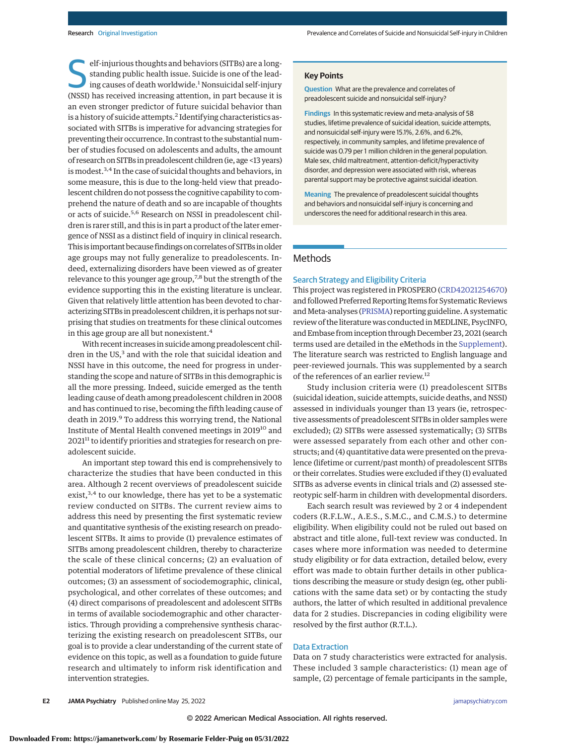Self-injurious thoughts and behaviors (SITBs) are a longstanding public health issue. Suicide is one of the leading causes of death worldwide.[1] Nonsuicidal self-injury (NSSI) has received increasing attention, in part because it is an even stronger predictor of future suicidal behavior than is a history of suicide attempts.[2] Identifying characteristics associated with SITBs is imperative for advancing strategies for preventing their occurrence. In contrast to the substantial number of studies focused on adolescents and adults, the amount of research on SITBs in preadolescent children (ie, age <13 years) is modest.[3,4] In the case of suicidal thoughts and behaviors, in some measure, this is due to the long-held view that preadolescent children do not possess the cognitive capability to comprehend the nature of death and so are incapable of thoughts or acts of suicide.[5,6] Research on NSSI in preadolescent children is rarer still, and this is in part a product of the later emergence of NSSI as a distinct field of inquiry in clinical research. This is important because findings on correlates of SITBs in older age groups may not fully generalize to preadolescents. Indeed, externalizing disorders have been viewed as of greater relevance to this younger age group,[7,8] but the strength of the evidence supporting this in the existing literature is unclear. Given that relatively little attention has been devoted to characterizing SITBs in preadolescent children, it is perhaps not surprising that studies on treatments for these clinical outcomes in this age group are all but nonexistent.[4]

With recent increases in suicide among preadolescent children in the US,[3] and with the role that suicidal ideation and NSSI have in this outcome, the need for progress in understanding the scope and nature of SITBs in this demographic is all the more pressing. Indeed, suicide emerged as the tenth leading cause of death among preadolescent children in 2008 and has continued to rise, becoming the fifth leading cause of death in 2019.[9] To address this worrying trend, the National Institute of Mental Health convened meetings in 2019[10] and 2021[11] to identify priorities and strategies for research on preadolescent suicide.

An important step toward this end is comprehensively to characterize the studies that have been conducted in this area. Although 2 recent overviews of preadolescent suicide exist,[3,4] to our knowledge, there has yet to be a systematic review conducted on SITBs. The current review aims to address this need by presenting the first systematic review and quantitative synthesis of the existing research on preadolescent SITBs. It aims to provide (1) prevalence estimates of SITBs among preadolescent children, thereby to characterize the scale of these clinical concerns; (2) an evaluation of potential moderators of lifetime prevalence of these clinical outcomes; (3) an assessment of sociodemographic, clinical, psychological, and other correlates of these outcomes; and (4) direct comparisons of preadolescent and adolescent SITBs in terms of available sociodemographic and other characteristics. Through providing a comprehensive synthesis characterizing the existing research on preadolescent SITBs, our goal is to provide a clear understanding of the current state of evidence on this topic, as well as a foundation to guide future research and ultimately to inform risk identification and intervention strategies.

## Key Points

**Question** What are the prevalence and correlates of preadolescent suicide and nonsuicidal self-injury?

**Findings** In this systematic review and meta-analysis of 58 studies, lifetime prevalence of suicidal ideation, suicide attempts, and nonsuicidal self-injury were 15.1%, 2.6%, and 6.2%, respectively, in community samples, and lifetime prevalence of suicide was 0.79 per 1 million children in the general population. Male sex, child maltreatment, attention-deficit/hyperactivity disorder, and depression were associated with risk, whereas parental support may be protective against suicidal ideation.

**Meaning** The prevalence of preadolescent suicidal thoughts and behaviors and nonsuicidal self-injury is concerning and underscores the need for additional research in this area.

## Methods

### Search Strategy and Eligibility Criteria

This project was registered in PROSPERO (CRD42021254670) and followed Preferred Reporting Items for Systematic Reviews and Meta-analyses (PRISMA) reporting guideline. A systematic review of the literature was conducted in MEDLINE, PsycINFO, and Embase from inception through December 23, 2021 (search terms used are detailed in the eMethods in the Supplement). The literature search was restricted to English language and peer-reviewed journals. This was supplemented by a search of the references of an earlier review.[12]

Study inclusion criteria were (1) preadolescent SITBs (suicidal ideation, suicide attempts, suicide deaths, and NSSI) assessed in individuals younger than 13 years (ie, retrospective assessments of preadolescent SITBs in older samples were excluded); (2) SITBs were assessed systematically; (3) SITBs were assessed separately from each other and other constructs; and (4) quantitative data were presented on the prevalence (lifetime or current/past month) of preadolescent SITBs or their correlates. Studies were excluded if they (1) evaluated SITBs as adverse events in clinical trials and (2) assessed stereotypic self-harm in children with developmental disorders.

Each search result was reviewed by 2 or 4 independent coders (R.F.L.W., A.E.S., S.M.C., and C.M.S.) to determine eligibility. When eligibility could not be ruled out based on abstract and title alone, full-text review was conducted. In cases where more information was needed to determine study eligibility or for data extraction, detailed below, every effort was made to obtain further details in other publications describing the measure or study design (eg, other publications with the same data set) or by contacting the study authors, the latter of which resulted in additional prevalence data for 2 studies. Discrepancies in coding eligibility were resolved by the first author (R.T.L.).

### Data Extraction

Data on 7 study characteristics were extracted for analysis. These included 3 sample characteristics: (1) mean age of sample, (2) percentage of female participants in the sample,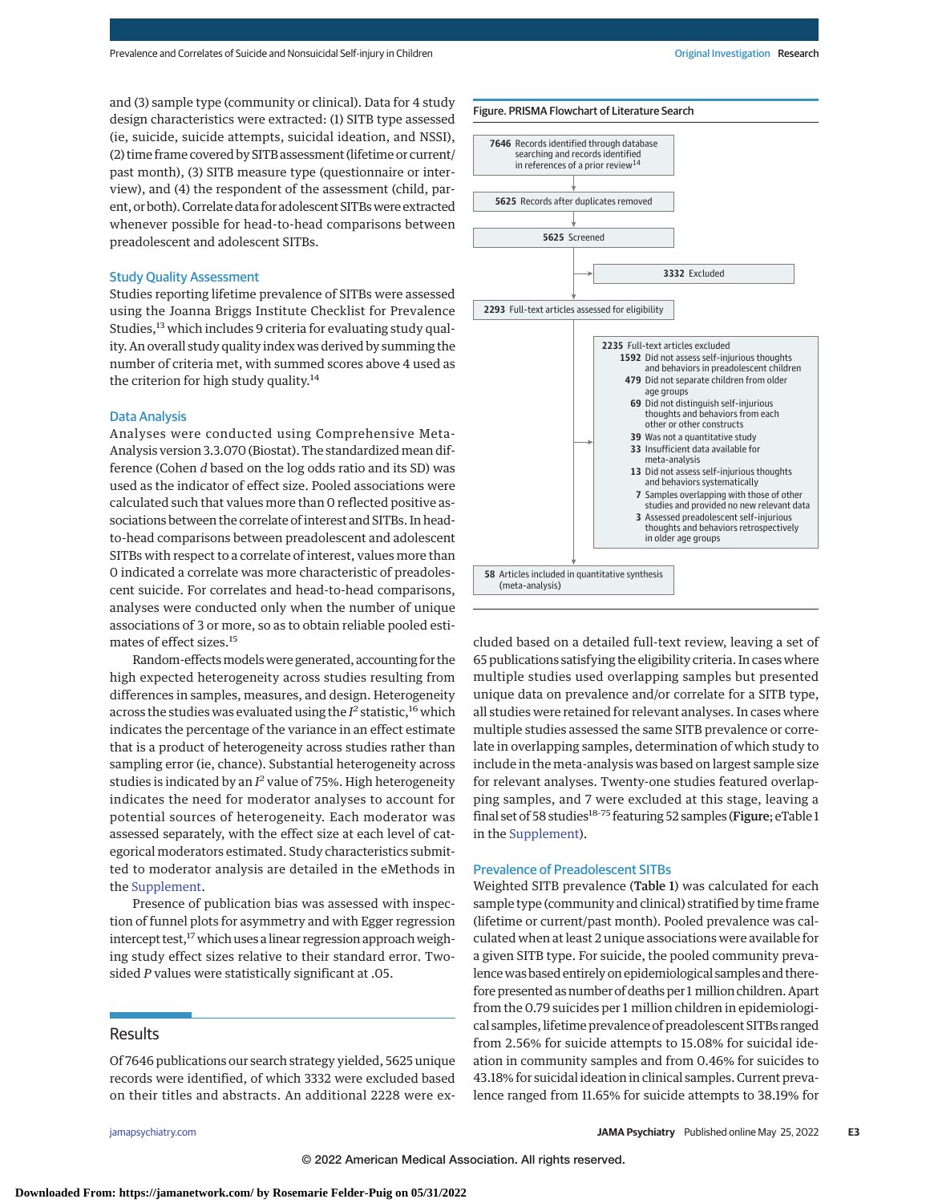and (3) sample type (community or clinical). Data for 4 study design characteristics were extracted: (1) SITB type assessed (ie, suicide, suicide attempts, suicidal ideation, and NSSI), (2) time frame covered by SITB assessment (lifetime or current/past month), (3) SITB measure type (questionnaire or interview), and (4) the respondent of the assessment (child, parent, or both). Correlate data for adolescent SITBs were extracted whenever possible for head-to-head comparisons between preadolescent and adolescent SITBs.

### Study Quality Assessment

Studies reporting lifetime prevalence of SITBs were assessed using the Joanna Briggs Institute Checklist for Prevalence Studies,[13] which includes 9 criteria for evaluating study quality. An overall study quality index was derived by summing the number of criteria met, with summed scores above 4 used as the criterion for high study quality.[14]

### Data Analysis

Analyses were conducted using Comprehensive Meta-Analysis version 3.3.070 (Biostat). The standardized mean difference (Cohen *d* based on the log odds ratio and its SD) was used as the indicator of effect size. Pooled associations were calculated such that values more than 0 reflected positive associations between the correlate of interest and SITBs. In head-to-head comparisons between preadolescent and adolescent SITBs with respect to a correlate of interest, values more than 0 indicated a correlate was more characteristic of preadolescent suicide. For correlates and head-to-head comparisons, analyses were conducted only when the number of unique associations of 3 or more, so as to obtain reliable pooled estimates of effect sizes.[15]

Random-effects models were generated, accounting for the high expected heterogeneity across studies resulting from differences in samples, measures, and design. Heterogeneity across the studies was evaluated using the $I^2$ statistic,[16] which indicates the percentage of the variance in an effect estimate that is a product of heterogeneity across studies rather than sampling error (ie, chance). Substantial heterogeneity across studies is indicated by an $I^2$ value of 75%. High heterogeneity indicates the need for moderator analyses to account for potential sources of heterogeneity. Each moderator was assessed separately, with the effect size at each level of categorical moderators estimated. Study characteristics submitted to moderator analysis are detailed in the eMethods in the Supplement.

Presence of publication bias was assessed with inspection of funnel plots for asymmetry and with Egger regression intercept test,[17] which uses a linear regression approach weighing study effect sizes relative to their standard error. Two-sided *P* values were statistically significant at .05.

## Results

Of 7646 publications our search strategy yielded, 5625 unique records were identified, of which 3332 were excluded based on their titles and abstracts. An additional 2228 were excluded based on a detailed full-text review, leaving a set of 65 publications satisfying the eligibility criteria. In cases where multiple studies used overlapping samples but presented unique data on prevalence and/or correlate for a SITB type, all studies were retained for relevant analyses. In cases where multiple studies assessed the same SITB prevalence or correlate in overlapping samples, determination of which study to include in the meta-analysis was based on largest sample size for relevant analyses. Twenty-one studies featured overlapping samples, and 7 were excluded at this stage, leaving a final set of 58 studies[18-75] featuring 52 samples (**Figure**; eTable 1 in the Supplement).

**Figure. PRISMA Flowchart of Literature Search**

- **7646** Records identified through database searching and records identified in references of a prior review[14]
- **5625** Records after duplicates removed
- **5625** Screened
  - **3332** Excluded
- **2293** Full-text articles assessed for eligibility
  - **2235** Full-text articles excluded
    - **1592** Did not assess self-injurious thoughts and behaviors in preadolescent children
    - **479** Did not separate children from older age groups
    - **69** Did not distinguish self-injurious thoughts and behaviors from each other or other constructs
    - **39** Was not a quantitative study
    - **33** Insufficient data available for meta-analysis
    - **13** Did not assess self-injurious thoughts and behaviors systematically
    - **7** Samples overlapping with those of other studies and provided no new relevant data
    - **3** Assessed preadolescent self-injurious thoughts and behaviors retrospectively in older age groups
- **58** Articles included in quantitative synthesis (meta-analysis)

### Prevalence of Preadolescent SITBs

Weighted SITB prevalence (**Table 1**) was calculated for each sample type (community and clinical) stratified by time frame (lifetime or current/past month). Pooled prevalence was calculated when at least 2 unique associations were available for a given SITB type. For suicide, the pooled community prevalence was based entirely on epidemiological samples and therefore presented as number of deaths per 1 million children. Apart from the 0.79 suicides per 1 million children in epidemiological samples, lifetime prevalence of preadolescent SITBs ranged from 2.56% for suicide attempts to 15.08% for suicidal ideation in community samples and from 0.46% for suicides to 43.18% for suicidal ideation in clinical samples. Current prevalence ranged from 11.65% for suicide attempts to 38.19% for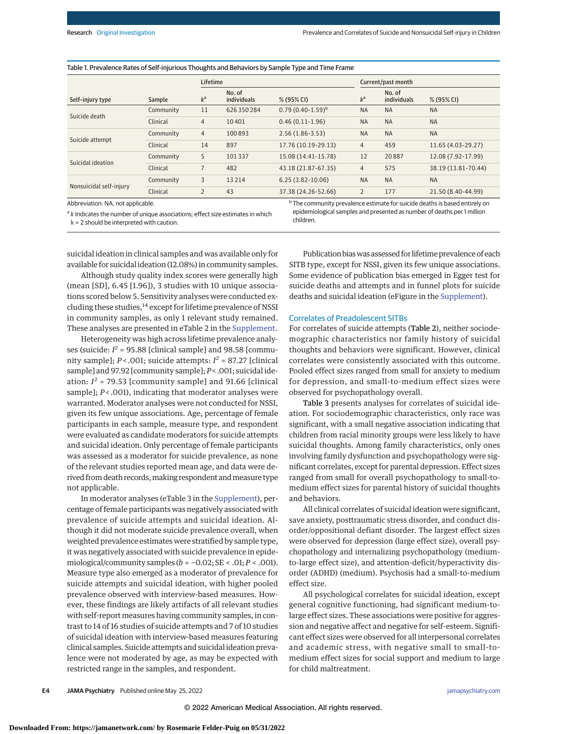Table 1. Prevalence Rates of Self-injurious Thoughts and Behaviors by Sample Type and Time Frame

| Self-injury type | Sample | Lifetime | | | Current/past month | | |
|---|---|---|---|---|---|---|---|
| | | $k$[a] | No. of individuals | % (95% CI) | $k$[a] | No. of individuals | % (95% CI) |
| Suicide death | Community | 11 | 626 350 284 | 0.79 (0.40-1.59)[b] | NA | NA | NA |
| | Clinical | 4 | 10 401 | 0.46 (0.11-1.96) | NA | NA | NA |
| Suicide attempt | Community | 4 | 100 893 | 2.56 (1.86-3.53) | NA | NA | NA |
| | Clinical | 14 | 897 | 17.76 (10.19-29.13) | 4 | 459 | 11.65 (4.03-29.27) |
| Suicidal ideation | Community | 5 | 101 337 | 15.08 (14.41-15.78) | 12 | 20 887 | 12.08 (7.92-17.99) |
| | Clinical | 7 | 482 | 43.18 (21.87-67.35) | 4 | 575 | 38.19 (13.81-70.44) |
| Nonsuicidal self-injury | Community | 3 | 13 214 | 6.25 (3.82-10.06) | NA | NA | NA |
| | Clinical | 2 | 43 | 37.38 (24.26-52.66) | 2 | 177 | 21.50 (8.40-44.99) |

Abbreviation: NA, not applicable.

[a] $k$ Indicates the number of unique associations; effect size estimates in which k = 2 should be interpreted with caution.

[b] The community prevalence estimate for suicide deaths is based entirely on epidemiological samples and presented as number of deaths per 1 million children.

suicidal ideation in clinical samples and was available only for available for suicidal ideation (12.08%) in community samples.

Although study quality index scores were generally high (mean [SD], 6.45 [1.96]), 3 studies with 10 unique associations scored below 5. Sensitivity analyses were conducted excluding these studies,[14] except for lifetime prevalence of NSSI in community samples, as only 1 relevant study remained. These analyses are presented in eTable 2 in the Supplement.

Heterogeneity was high across lifetime prevalence analyses (suicide: $I^2$ = 95.88 [clinical sample] and 98.58 [community sample]; $P < .001$; suicide attempts: $I^2$ = 87.27 [clinical sample] and 97.92 [community sample]; $P < .001$; suicidal ideation: $I^2$ = 79.53 [community sample] and 91.66 [clinical sample]; $P < .001$), indicating that moderator analyses were warranted. Moderator analyses were not conducted for NSSI, given its few unique associations. Age, percentage of female participants in each sample, measure type, and respondent were evaluated as candidate moderators for suicide attempts and suicidal ideation. Only percentage of female participants was assessed as a moderator for suicide prevalence, as none of the relevant studies reported mean age, and data were derived from death records, making respondent and measure type not applicable.

In moderator analyses (eTable 3 in the Supplement), percentage of female participants was negatively associated with prevalence of suicide attempts and suicidal ideation. Although it did not moderate suicide prevalence overall, when weighted prevalence estimates were stratified by sample type, it was negatively associated with suicide prevalence in epidemiological/community samples ($b = -0.02$; SE < .01; $P < .001$). Measure type also emerged as a moderator of prevalence for suicide attempts and suicidal ideation, with higher pooled prevalence observed with interview-based measures. However, these findings are likely artifacts of all relevant studies with self-report measures having community samples, in contrast to 14 of 16 studies of suicide attempts and 7 of 10 studies of suicidal ideation with interview-based measures featuring clinical samples. Suicide attempts and suicidal ideation prevalence were not moderated by age, as may be expected with restricted range in the samples, and respondent.

Publication bias was assessed for lifetime prevalence of each SITB type, except for NSSI, given its few unique associations. Some evidence of publication bias emerged in Egger test for suicide deaths and attempts and in funnel plots for suicide deaths and suicidal ideation (eFigure in the Supplement).

## Correlates of Preadolescent SITBs

For correlates of suicide attempts (**Table 2**), neither sociodemographic characteristics nor family history of suicidal thoughts and behaviors were significant. However, clinical correlates were consistently associated with this outcome. Pooled effect sizes ranged from small for anxiety to medium for depression, and small-to-medium effect sizes were observed for psychopathology overall.

**Table 3** presents analyses for correlates of suicidal ideation. For sociodemographic characteristics, only race was significant, with a small negative association indicating that children from racial minority groups were less likely to have suicidal thoughts. Among family characteristics, only ones involving family dysfunction and psychopathology were significant correlates, except for parental depression. Effect sizes ranged from small for overall psychopathology to small-to-medium effect sizes for parental history of suicidal thoughts and behaviors.

All clinical correlates of suicidal ideation were significant, save anxiety, posttraumatic stress disorder, and conduct disorder/oppositional defiant disorder. The largest effect sizes were observed for depression (large effect size), overall psychopathology and internalizing psychopathology (medium-to-large effect size), and attention-deficit/hyperactivity disorder (ADHD) (medium). Psychosis had a small-to-medium effect size.

All psychological correlates for suicidal ideation, except general cognitive functioning, had significant medium-to-large effect sizes. These associations were positive for aggression and negative affect and negative for self-esteem. Significant effect sizes were observed for all interpersonal correlates and academic stress, with negative small to small-to-medium effect sizes for social support and medium to large for child maltreatment.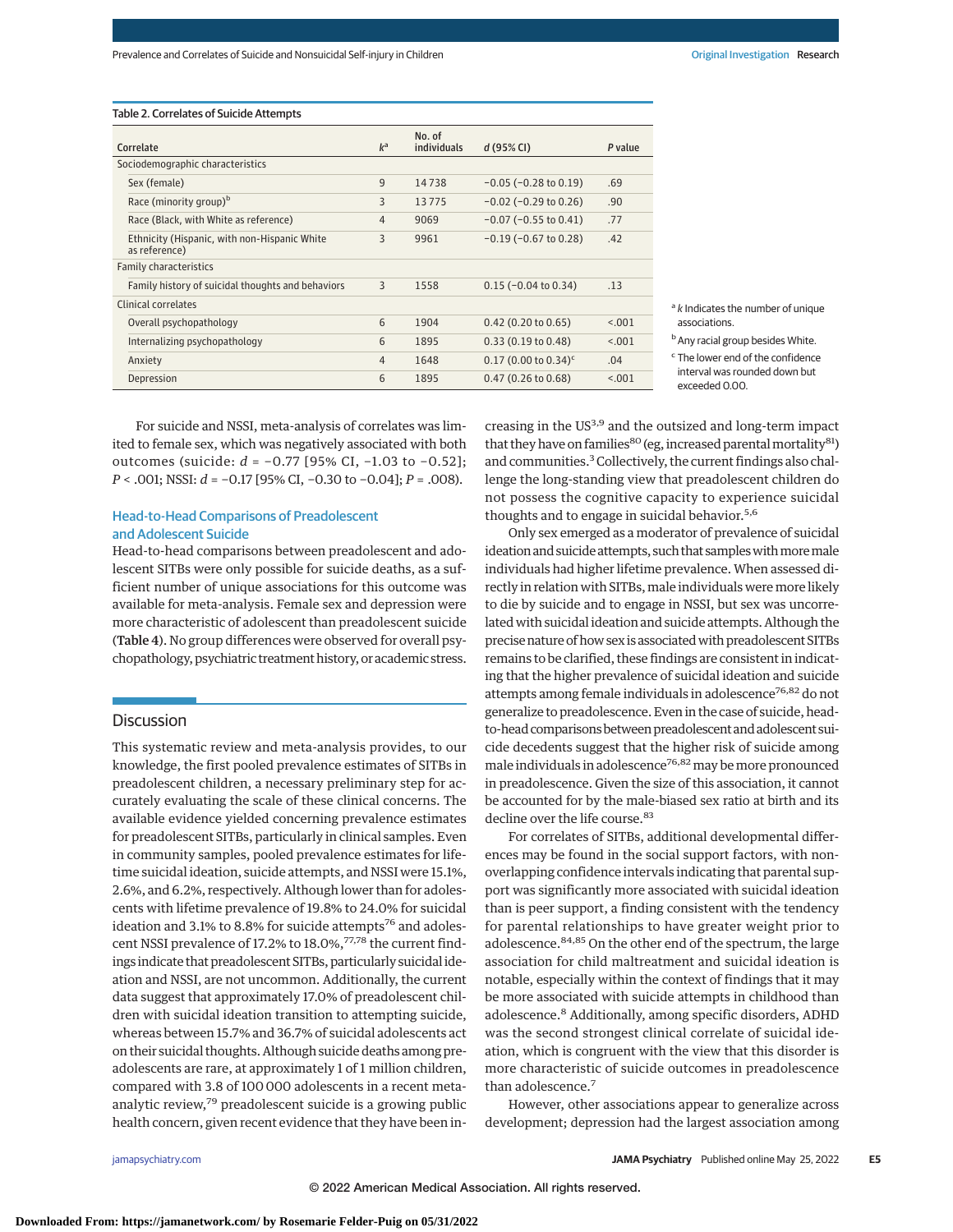Table 2. Correlates of Suicide Attempts

| Correlate | $k$[a] | No. of individuals | $d$ (95% CI) | $P$ value |
|---|---|---|---|---|
| Sociodemographic characteristics | | | | |
| Sex (female) | 9 | 14 738 | −0.05 (−0.28 to 0.19) | .69 |
| Race (minority group)[b] | 3 | 13 775 | −0.02 (−0.29 to 0.26) | .90 |
| Race (Black, with White as reference) | 4 | 9069 | −0.07 (−0.55 to 0.41) | .77 |
| Ethnicity (Hispanic, with non-Hispanic White as reference) | 3 | 9961 | −0.19 (−0.67 to 0.28) | .42 |
| Family characteristics | | | | |
| Family history of suicidal thoughts and behaviors | 3 | 1558 | 0.15 (−0.04 to 0.34) | .13 |
| Clinical correlates | | | | |
| Overall psychopathology | 6 | 1904 | 0.42 (0.20 to 0.65) | <.001 |
| Internalizing psychopathology | 6 | 1895 | 0.33 (0.19 to 0.48) | <.001 |
| Anxiety | 4 | 1648 | 0.17 (0.00 to 0.34)[c] | .04 |
| Depression | 6 | 1895 | 0.47 (0.26 to 0.68) | <.001 |

[a] $k$ Indicates the number of unique associations.

[b] Any racial group besides White.

[c] The lower end of the confidence interval was rounded down but exceeded 0.00.

For suicide and NSSI, meta-analysis of correlates was limited to female sex, which was negatively associated with both outcomes (suicide: $d$ = −0.77 [95% CI, −1.03 to −0.52]; $P$ < .001; NSSI: $d$ = −0.17 [95% CI, −0.30 to −0.04]; $P$ = .008).

### Head-to-Head Comparisons of Preadolescent and Adolescent Suicide

Head-to-head comparisons between preadolescent and adolescent SITBs were only possible for suicide deaths, as a sufficient number of unique associations for this outcome was available for meta-analysis. Female sex and depression were more characteristic of adolescent than preadolescent suicide (**Table 4**). No group differences were observed for overall psychopathology, psychiatric treatment history, or academic stress.

## Discussion

This systematic review and meta-analysis provides, to our knowledge, the first pooled prevalence estimates of SITBs in preadolescent children, a necessary preliminary step for accurately evaluating the scale of these clinical concerns. The available evidence yielded concerning prevalence estimates for preadolescent SITBs, particularly in clinical samples. Even in community samples, pooled prevalence estimates for lifetime suicidal ideation, suicide attempts, and NSSI were 15.1%, 2.6%, and 6.2%, respectively. Although lower than for adolescents with lifetime prevalence of 19.8% to 24.0% for suicidal ideation and 3.1% to 8.8% for suicide attempts[76] and adolescent NSSI prevalence of 17.2% to 18.0%,[77,78] the current findings indicate that preadolescent SITBs, particularly suicidal ideation and NSSI, are not uncommon. Additionally, the current data suggest that approximately 17.0% of preadolescent children with suicidal ideation transition to attempting suicide, whereas between 15.7% and 36.7% of suicidal adolescents act on their suicidal thoughts. Although suicide deaths among preadolescents are rare, at approximately 1 of 1 million children, compared with 3.8 of 100 000 adolescents in a recent meta-analytic review,[79] preadolescent suicide is a growing public health concern, given recent evidence that they have been increasing in the US[3,9] and the outsized and long-term impact that they have on families[80] (eg, increased parental mortality[81]) and communities.[3] Collectively, the current findings also challenge the long-standing view that preadolescent children do not possess the cognitive capacity to experience suicidal thoughts and to engage in suicidal behavior.[5,6]

Only sex emerged as a moderator of prevalence of suicidal ideation and suicide attempts, such that samples with more male individuals had higher lifetime prevalence. When assessed directly in relation with SITBs, male individuals were more likely to die by suicide and to engage in NSSI, but sex was uncorrelated with suicidal ideation and suicide attempts. Although the precise nature of how sex is associated with preadolescent SITBs remains to be clarified, these findings are consistent in indicating that the higher prevalence of suicidal ideation and suicide attempts among female individuals in adolescence[76,82] do not generalize to preadolescence. Even in the case of suicide, head-to-head comparisons between preadolescent and adolescent suicide decedents suggest that the higher risk of suicide among male individuals in adolescence[76,82] may be more pronounced in preadolescence. Given the size of this association, it cannot be accounted for by the male-biased sex ratio at birth and its decline over the life course.[83]

For correlates of SITBs, additional developmental differences may be found in the social support factors, with nonoverlapping confidence intervals indicating that parental support was significantly more associated with suicidal ideation than is peer support, a finding consistent with the tendency for parental relationships to have greater weight prior to adolescence.[84,85] On the other end of the spectrum, the large association for child maltreatment and suicidal ideation is notable, especially within the context of findings that it may be more associated with suicide attempts in childhood than adolescence.[8] Additionally, among specific disorders, ADHD was the second strongest clinical correlate of suicidal ideation, which is congruent with the view that this disorder is more characteristic of suicide outcomes in preadolescence than adolescence.[7]

However, other associations appear to generalize across development; depression had the largest association among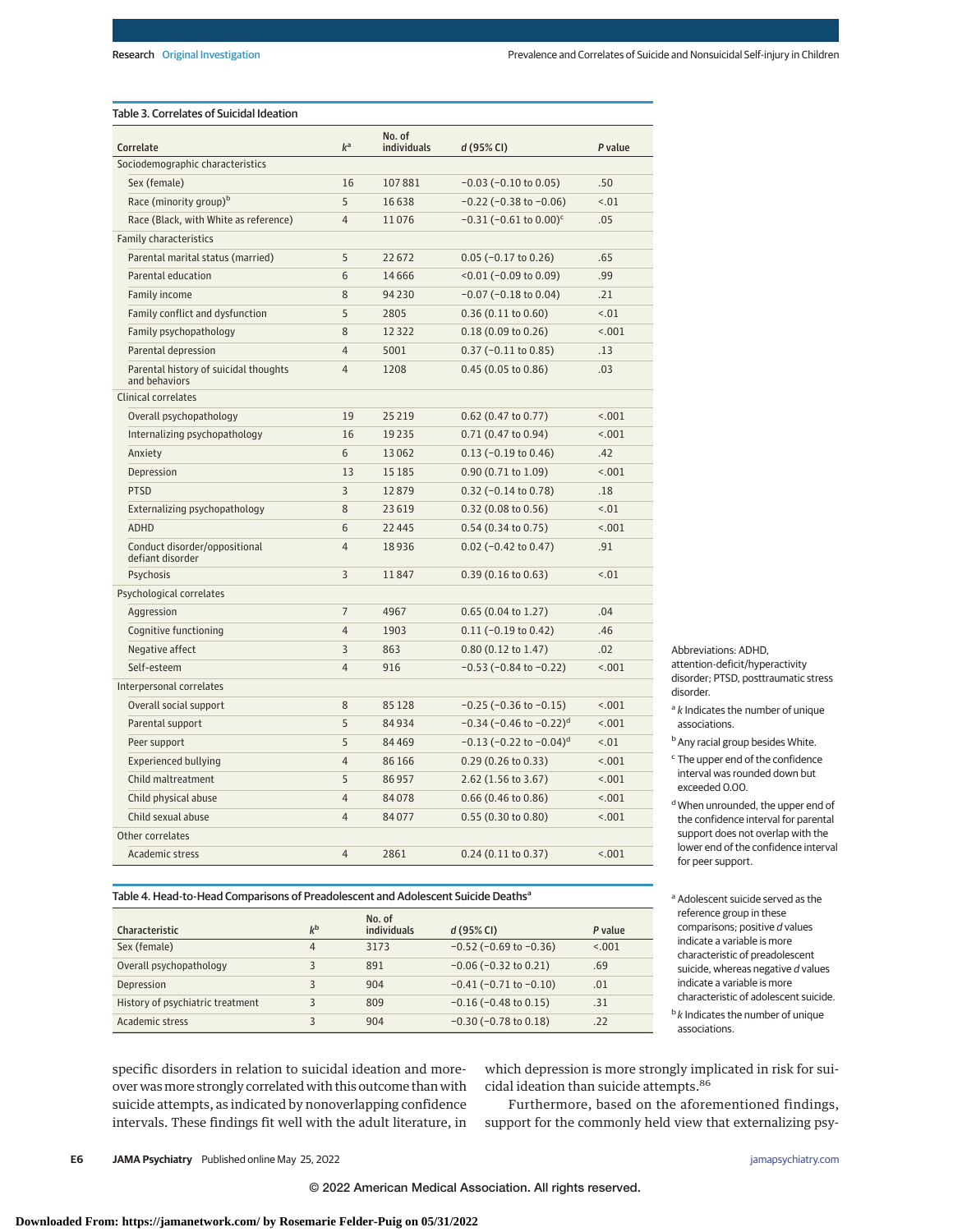Table 3. Correlates of Suicidal Ideation

| Correlate | $k$[a] | No. of individuals | $d$ (95% CI) | $P$ value |
|---|---|---|---|---|
| **Sociodemographic characteristics** | | | | |
| Sex (female) | 16 | 107 881 | −0.03 (−0.10 to 0.05) | .50 |
| Race (minority group)[b] | 5 | 16 638 | −0.22 (−0.38 to −0.06) | <.01 |
| Race (Black, with White as reference) | 4 | 11 076 | −0.31 (−0.61 to 0.00)[c] | .05 |
| **Family characteristics** | | | | |
| Parental marital status (married) | 5 | 22 672 | 0.05 (−0.17 to 0.26) | .65 |
| Parental education | 6 | 14 666 | <0.01 (−0.09 to 0.09) | .99 |
| Family income | 8 | 94 230 | −0.07 (−0.18 to 0.04) | .21 |
| Family conflict and dysfunction | 5 | 2805 | 0.36 (0.11 to 0.60) | <.01 |
| Family psychopathology | 8 | 12 322 | 0.18 (0.09 to 0.26) | <.001 |
| Parental depression | 4 | 5001 | 0.37 (−0.11 to 0.85) | .13 |
| Parental history of suicidal thoughts and behaviors | 4 | 1208 | 0.45 (0.05 to 0.86) | .03 |
| **Clinical correlates** | | | | |
| Overall psychopathology | 19 | 25 219 | 0.62 (0.47 to 0.77) | <.001 |
| Internalizing psychopathology | 16 | 19 235 | 0.71 (0.47 to 0.94) | <.001 |
| Anxiety | 6 | 13 062 | 0.13 (−0.19 to 0.46) | .42 |
| Depression | 13 | 15 185 | 0.90 (0.71 to 1.09) | <.001 |
| PTSD | 3 | 12 879 | 0.32 (−0.14 to 0.78) | .18 |
| Externalizing psychopathology | 8 | 23 619 | 0.32 (0.08 to 0.56) | <.01 |
| ADHD | 6 | 22 445 | 0.54 (0.34 to 0.75) | <.001 |
| Conduct disorder/oppositional defiant disorder | 4 | 18 936 | 0.02 (−0.42 to 0.47) | .91 |
| Psychosis | 3 | 11 847 | 0.39 (0.16 to 0.63) | <.01 |
| **Psychological correlates** | | | | |
| Aggression | 7 | 4967 | 0.65 (0.04 to 1.27) | .04 |
| Cognitive functioning | 4 | 1903 | 0.11 (−0.19 to 0.42) | .46 |
| Negative affect | 3 | 863 | 0.80 (0.12 to 1.47) | .02 |
| Self-esteem | 4 | 916 | −0.53 (−0.84 to −0.22) | <.001 |
| **Interpersonal correlates** | | | | |
| Overall social support | 8 | 85 128 | −0.25 (−0.36 to −0.15) | <.001 |
| Parental support | 5 | 84 934 | −0.34 (−0.46 to −0.22)[d] | <.001 |
| Peer support | 5 | 84 469 | −0.13 (−0.22 to −0.04)[d] | <.01 |
| Experienced bullying | 4 | 86 166 | 0.29 (0.26 to 0.33) | <.001 |
| Child maltreatment | 5 | 86 957 | 2.62 (1.56 to 3.67) | <.001 |
| Child physical abuse | 4 | 84 078 | 0.66 (0.46 to 0.86) | <.001 |
| Child sexual abuse | 4 | 84 077 | 0.55 (0.30 to 0.80) | <.001 |
| **Other correlates** | | | | |
| Academic stress | 4 | 2861 | 0.24 (0.11 to 0.37) | <.001 |

Abbreviations: ADHD, attention-deficit/hyperactivity disorder; PTSD, posttraumatic stress disorder.

[a] $k$ Indicates the number of unique associations.

[b] Any racial group besides White.

[c] The upper end of the confidence interval was rounded down but exceeded 0.00.

[d] When unrounded, the upper end of the confidence interval for parental support does not overlap with the lower end of the confidence interval for peer support.

Table 4. Head-to-Head Comparisons of Preadolescent and Adolescent Suicide Deaths[a]

| Characteristic | $k$[b] | No. of individuals | $d$ (95% CI) | $P$ value |
|---|---|---|---|---|
| Sex (female) | 4 | 3173 | −0.52 (−0.69 to −0.36) | <.001 |
| Overall psychopathology | 3 | 891 | −0.06 (−0.32 to 0.21) | .69 |
| Depression | 3 | 904 | −0.41 (−0.71 to −0.10) | .01 |
| History of psychiatric treatment | 3 | 809 | −0.16 (−0.48 to 0.15) | .31 |
| Academic stress | 3 | 904 | −0.30 (−0.78 to 0.18) | .22 |

[a] Adolescent suicide served as the reference group in these comparisons; positive $d$ values indicate a variable is more characteristic of preadolescent suicide, whereas negative $d$ values indicate a variable is more characteristic of adolescent suicide.

[b] $k$ Indicates the number of unique associations.

specific disorders in relation to suicidal ideation and moreover was more strongly correlated with this outcome than with suicide attempts, as indicated by nonoverlapping confidence intervals. These findings fit well with the adult literature, in which depression is more strongly implicated in risk for suicidal ideation than suicide attempts.[86]

Furthermore, based on the aforementioned findings, support for the commonly held view that externalizing psy-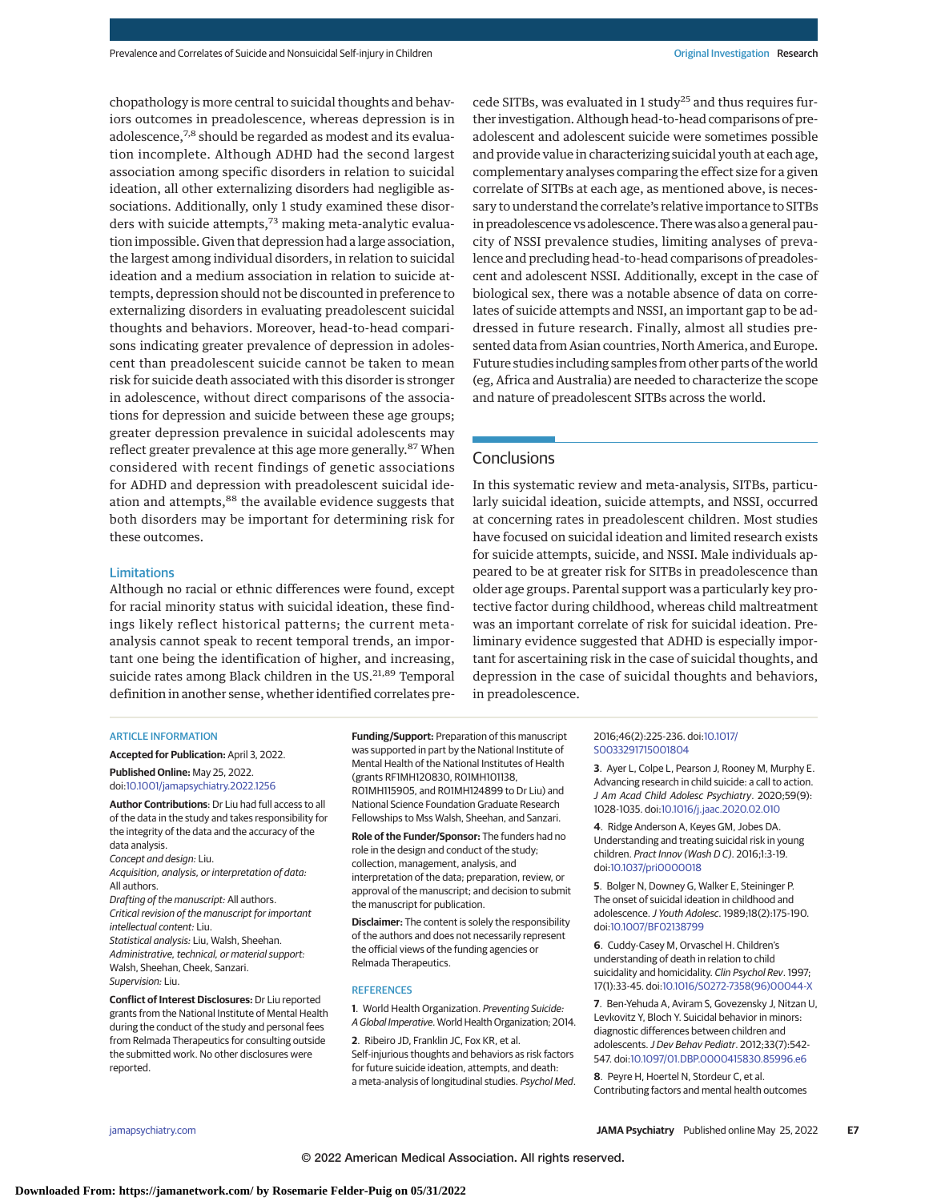chopathology is more central to suicidal thoughts and behaviors outcomes in preadolescence, whereas depression is in adolescence,[7,8] should be regarded as modest and its evaluation incomplete. Although ADHD had the second largest association among specific disorders in relation to suicidal ideation, all other externalizing disorders had negligible associations. Additionally, only 1 study examined these disorders with suicide attempts,[73] making meta-analytic evaluation impossible. Given that depression had a large association, the largest among individual disorders, in relation to suicidal ideation and a medium association in relation to suicide attempts, depression should not be discounted in preference to externalizing disorders in evaluating preadolescent suicidal thoughts and behaviors. Moreover, head-to-head comparisons indicating greater prevalence of depression in adolescent than preadolescent suicide cannot be taken to mean risk for suicide death associated with this disorder is stronger in adolescence, without direct comparisons of the associations for depression and suicide between these age groups; greater depression prevalence in suicidal adolescents may reflect greater prevalence at this age more generally.[87] When considered with recent findings of genetic associations for ADHD and depression with preadolescent suicidal ideation and attempts,[88] the available evidence suggests that both disorders may be important for determining risk for these outcomes.

### Limitations

Although no racial or ethnic differences were found, except for racial minority status with suicidal ideation, these findings likely reflect historical patterns; the current meta-analysis cannot speak to recent temporal trends, an important one being the identification of higher, and increasing, suicide rates among Black children in the US.[21,89] Temporal definition in another sense, whether identified correlates precede SITBs, was evaluated in 1 study[25] and thus requires further investigation. Although head-to-head comparisons of preadolescent and adolescent suicide were sometimes possible and provide value in characterizing suicidal youth at each age, complementary analyses comparing the effect size for a given correlate of SITBs at each age, as mentioned above, is necessary to understand the correlate's relative importance to SITBs in preadolescence vs adolescence. There was also a general paucity of NSSI prevalence studies, limiting analyses of prevalence and precluding head-to-head comparisons of preadolescent and adolescent NSSI. Additionally, except in the case of biological sex, there was a notable absence of data on correlates of suicide attempts and NSSI, an important gap to be addressed in future research. Finally, almost all studies presented data from Asian countries, North America, and Europe. Future studies including samples from other parts of the world (eg, Africa and Australia) are needed to characterize the scope and nature of preadolescent SITBs across the world.

## Conclusions

In this systematic review and meta-analysis, SITBs, particularly suicidal ideation, suicide attempts, and NSSI, occurred at concerning rates in preadolescent children. Most studies have focused on suicidal ideation and limited research exists for suicide attempts, suicide, and NSSI. Male individuals appeared to be at greater risk for SITBs in preadolescence than older age groups. Parental support was a particularly key protective factor during childhood, whereas child maltreatment was an important correlate of risk for suicidal ideation. Preliminary evidence suggested that ADHD is especially important for ascertaining risk in the case of suicidal thoughts, and depression in the case of suicidal thoughts and behaviors, in preadolescence.

**ARTICLE INFORMATION**

**Accepted for Publication:** April 3, 2022.

**Published Online:** May 25, 2022. doi:10.1001/jamapsychiatry.2022.1256

**Author Contributions:** Dr Liu had full access to all of the data in the study and takes responsibility for the integrity of the data and the accuracy of the data analysis.
*Concept and design:* Liu.
*Acquisition, analysis, or interpretation of data:* All authors.
*Drafting of the manuscript:* All authors.
*Critical revision of the manuscript for important intellectual content:* Liu.
*Statistical analysis:* Liu, Walsh, Sheehan.
*Administrative, technical, or material support:* Walsh, Sheehan, Cheek, Sanzari.
*Supervision:* Liu.

**Conflict of Interest Disclosures:** Dr Liu reported grants from the National Institute of Mental Health during the conduct of the study and personal fees from Relmada Therapeutics for consulting outside the submitted work. No other disclosures were reported.

**Funding/Support:** Preparation of this manuscript was supported in part by the National Institute of Mental Health of the National Institutes of Health (grants RF1MH120830, R01MH101138, R01MH115905, and R01MH124899 to Dr Liu) and National Science Foundation Graduate Research Fellowships to Mss Walsh, Sheehan, and Sanzari.

**Role of the Funder/Sponsor:** The funders had no role in the design and conduct of the study; collection, management, analysis, and interpretation of the data; preparation, review, or approval of the manuscript; and decision to submit the manuscript for publication.

**Disclaimer:** The content is solely the responsibility of the authors and does not necessarily represent the official views of the funding agencies or Relmada Therapeutics.

**REFERENCES**

1. World Health Organization. *Preventing Suicide: A Global Imperative*. World Health Organization; 2014.

2. Ribeiro JD, Franklin JC, Fox KR, et al. Self-injurious thoughts and behaviors as risk factors for future suicide ideation, attempts, and death: a meta-analysis of longitudinal studies. *Psychol Med*. 2016;46(2):225-236. doi:10.1017/S0033291715001804

3. Ayer L, Colpe L, Pearson J, Rooney M, Murphy E. Advancing research in child suicide: a call to action. *J Am Acad Child Adolesc Psychiatry*. 2020;59(9):1028-1035. doi:10.1016/j.jaac.2020.02.010

4. Ridge Anderson A, Keyes GM, Jobes DA. Understanding and treating suicidal risk in young children. *Pract Innov (Wash D C)*. 2016;1:3-19. doi:10.1037/pri0000018

5. Bolger N, Downey G, Walker E, Steininger P. The onset of suicidal ideation in childhood and adolescence. *J Youth Adolesc*. 1989;18(2):175-190. doi:10.1007/BF02138799

6. Cuddy-Casey M, Orvaschel H. Children's understanding of death in relation to child suicidality and homicidality. *Clin Psychol Rev*. 1997;17(1):33-45. doi:10.1016/S0272-7358(96)00044-X

7. Ben-Yehuda A, Aviram S, Govezensky T, Nitzan U, Levkovitz Y, Bloch Y. Suicidal behavior in minors: diagnostic differences between children and adolescents. *J Dev Behav Pediatr*. 2012;33(7):542-547. doi:10.1097/01.DBP.0000415830.85996.e6

8. Peyre H, Hoertel N, Stordeur C, et al. Contributing factors and mental health outcomes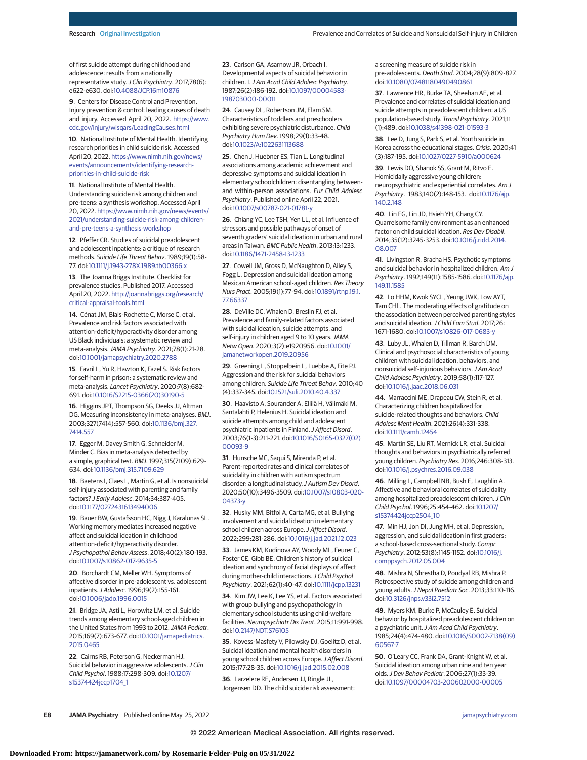of first suicide attempt during childhood and adolescence: results from a nationally representative study. *J Clin Psychiatry*. 2017;78(6):e622-e630. doi:10.4088/JCP.16m10876

9. Centers for Disease Control and Prevention. Injury prevention & control: leading causes of death and injury. Accessed April 20, 2022. https://www.cdc.gov/injury/wisqars/LeadingCauses.html

10. National Institute of Mental Health. Identifying research priorities in child suicide risk. Accessed April 20, 2022. https://www.nimh.nih.gov/news/events/announcements/identifying-research-priorities-in-child-suicide-risk

11. National Institute of Mental Health. Understanding suicide risk among children and pre-teens: a synthesis workshop. Accessed April 20, 2022. https://www.nimh.nih.gov/news/events/2021/understanding-suicide-risk-among-children-and-pre-teens-a-synthesis-workshop

12. Pfeffer CR. Studies of suicidal preadolescent and adolescent inpatients: a critique of research methods. *Suicide Life Threat Behav*. 1989;19(1):58-77. doi:10.1111/j.1943-278X.1989.tb00366.x

13. The Joanna Briggs Institute. Checklist for prevalence studies. Published 2017. Accessed April 20, 2022. http://joannabriggs.org/research/critical-appraisal-tools.html

14. Cénat JM, Blais-Rochette C, Morse C, et al. Prevalence and risk factors associated with attention-deficit/hyperactivity disorder among US Black individuals: a systematic review and meta-analysis. *JAMA Psychiatry*. 2021;78(1):21-28. doi:10.1001/jamapsychiatry.2020.2788

15. Favril L, Yu R, Hawton K, Fazel S. Risk factors for self-harm in prison: a systematic review and meta-analysis. *Lancet Psychiatry*. 2020;7(8):682-691. doi:10.1016/S2215-0366(20)30190-5

16. Higgins JPT, Thompson SG, Deeks JJ, Altman DG. Measuring inconsistency in meta-analyses. *BMJ*. 2003;327(7414):557-560. doi:10.1136/bmj.327.7414.557

17. Egger M, Davey Smith G, Schneider M, Minder C. Bias in meta-analysis detected by a simple, graphical test. *BMJ*. 1997;315(7109):629-634. doi:10.1136/bmj.315.7109.629

18. Baetens I, Claes L, Martin G, et al. Is nonsuicidal self-injury associated with parenting and family factors? *J Early Adolesc*. 2014;34:387-405. doi:10.1177/0272431613494006

19. Bauer BW, Gustafsson HC, Nigg J, Karalunas SL. Working memory mediates increased negative affect and suicidal ideation in childhood attention-deficit/hyperactivity disorder. *J Psychopathol Behav Assess*. 2018;40(2):180-193. doi:10.1007/s10862-017-9635-5

20. Borchardt CM, Meller WH. Symptoms of affective disorder in pre-adolescent vs. adolescent inpatients. *J Adolesc*. 1996;19(2):155-161. doi:10.1006/jado.1996.0015

21. Bridge JA, Asti L, Horowitz LM, et al. Suicide trends among elementary school-aged children in the United States from 1993 to 2012. *JAMA Pediatr*. 2015;169(7):673-677. doi:10.1001/jamapediatrics.2015.0465

22. Cairns RB, Peterson G, Neckerman HJ. Suicidal behavior in aggressive adolescents. *J Clin Child Psychol*. 1988;17:298-309. doi:10.1207/s15374424jccp1704_1

23. Carlson GA, Asarnow JR, Orbach I. Developmental aspects of suicidal behavior in children. I. *J Am Acad Child Adolesc Psychiatry*. 1987;26(2):186-192. doi:10.1097/00004583-198703000-00011

24. Causey DL, Robertson JM, Elam SM. Characteristics of toddlers and preschoolers exhibiting severe psychiatric disturbance. *Child Psychiatry Hum Dev*. 1998;29(1):33-48. doi:10.1023/A:1022631113688

25. Chen J, Huebner ES, Tian L. Longitudinal associations among academic achievement and depressive symptoms and suicidal ideation in elementary schoolchildren: disentangling between- and within-person associations. *Eur Child Adolesc Psychiatry*. Published online April 22, 2021. doi:10.1007/s00787-021-01781-y

26. Chiang YC, Lee TSH, Yen LL, et al. Influence of stressors and possible pathways of onset of seventh graders' suicidal ideation in urban and rural areas in Taiwan. *BMC Public Health*. 2013;13:1233. doi:10.1186/1471-2458-13-1233

27. Cowell JM, Gross D, McNaughton D, Ailey S, Fogg L. Depression and suicidal ideation among Mexican American school-aged children. *Res Theory Nurs Pract*. 2005;19(1):77-94. doi:10.1891/rtnp.19.1.77.66337

28. DeVille DC, Whalen D, Breslin FJ, et al. Prevalence and family-related factors associated with suicidal ideation, suicide attempts, and self-injury in children aged 9 to 10 years. *JAMA Netw Open*. 2020;3(2):e1920956. doi:10.1001/jamanetworkopen.2019.20956

29. Greening L, Stoppelbein L, Luebbe A, Fite PJ. Aggression and the risk for suicidal behaviors among children. *Suicide Life Threat Behav*. 2010;40(4):337-345. doi:10.1521/suli.2010.40.4.337

30. Haavisto A, Sourander A, Ellilä H, Välimäki M, Santalahti P, Helenius H. Suicidal ideation and suicide attempts among child and adolescent psychiatric inpatients in Finland. *J Affect Disord*. 2003;76(1-3):211-221. doi:10.1016/S0165-0327(02)00093-9

31. Hunsche MC, Saqui S, Mirenda P, et al. Parent-reported rates and clinical correlates of suicidality in children with autism spectrum disorder: a longitudinal study. *J Autism Dev Disord*. 2020;50(10):3496-3509. doi:10.1007/s10803-020-04373-y

32. Husky MM, Bitfoi A, Carta MG, et al. Bullying involvement and suicidal ideation in elementary school children across Europe. *J Affect Disord*. 2022;299:281-286. doi:10.1016/j.jad.2021.12.023

33. James KM, Kudinova AY, Woody ML, Feurer C, Foster CE, Gibb BE. Children's history of suicidal ideation and synchrony of facial displays of affect during mother-child interactions. *J Child Psychol Psychiatry*. 2021;62(1):40-47. doi:10.1111/jcpp.13231

34. Kim JW, Lee K, Lee YS, et al. Factors associated with group bullying and psychopathology in elementary school students using child-welfare facilities. *Neuropsychiatr Dis Treat*. 2015;11:991-998. doi:10.2147/NDT.S76105

35. Kovess-Masfety V, Pilowsky DJ, Goelitz D, et al. Suicidal ideation and mental health disorders in young school children across Europe. *J Affect Disord*. 2015;177:28-35. doi:10.1016/j.jad.2015.02.008

36. Larzelere RE, Andersen JJ, Ringle JL, Jorgensen DD. The child suicide risk assessment: a screening measure of suicide risk in pre-adolescents. *Death Stud*. 2004;28(9):809-827. doi:10.1080/07481180490490861

37. Lawrence HR, Burke TA, Sheehan AE, et al. Prevalence and correlates of suicidal ideation and suicide attempts in preadolescent children: a US population-based study. *Transl Psychiatry*. 2021;11(1):489. doi:10.1038/s41398-021-01593-3

38. Lee D, Jung S, Park S, et al. Youth suicide in Korea across the educational stages. *Crisis*. 2020;41(3):187-195. doi:10.1027/0227-5910/a000624

39. Lewis DO, Shanok SS, Grant M, Ritvo E. Homicidally aggressive young children: neuropsychiatric and experiential correlates. *Am J Psychiatry*. 1983;140(2):148-153. doi:10.1176/ajp.140.2.148

40. Lin FG, Lin JD, Hsieh YH, Chang CY. Quarrelsome family environment as an enhanced factor on child suicidal ideation. *Res Dev Disabil*. 2014;35(12):3245-3253. doi:10.1016/j.ridd.2014.08.007

41. Livingston R, Bracha HS. Psychotic symptoms and suicidal behavior in hospitalized children. *Am J Psychiatry*. 1992;149(11):1585-1586. doi:10.1176/ajp.149.11.1585

42. Lo HHM, Kwok SYCL, Yeung JWK, Low AYT, Tam CHL. The moderating effects of gratitude on the association between perceived parenting styles and suicidal ideation. *J Child Fam Stud*. 2017;26:1671-1680. doi:10.1007/s10826-017-0683-y

43. Luby JL, Whalen D, Tillman R, Barch DM. Clinical and psychosocial characteristics of young children with suicidal ideation, behaviors, and nonsuicidal self-injurious behaviors. *J Am Acad Child Adolesc Psychiatry*. 2019;58(1):117-127. doi:10.1016/j.jaac.2018.06.031

44. Marraccini ME, Drapeau CW, Stein R, et al. Characterizing children hospitalized for suicide-related thoughts and behaviors. *Child Adolesc Ment Health*. 2021;26(4):331-338. doi:10.1111/camh.12454

45. Martin SE, Liu RT, Mernick LR, et al. Suicidal thoughts and behaviors in psychiatrically referred young children. *Psychiatry Res*. 2016;246:308-313. doi:10.1016/j.psychres.2016.09.038

46. Milling L, Campbell NB, Bush E, Laughlin A. Affective and behavioral correlates of suicidality among hospitalized preadolescent children. *J Clin Child Psychol*. 1996;25:454-462. doi:10.1207/s15374424jccp2504_10

47. Min HJ, Jon DI, Jung MH, et al. Depression, aggression, and suicidal ideation in first graders: a school-based cross-sectional study. *Compr Psychiatry*. 2012;53(8):1145-1152. doi:10.1016/j.comppsych.2012.05.004

48. Mishra N, Shrestha D, Poudyal RB, Mishra P. Retrospective study of suicide among children and young adults. *J Nepal Paediatr Soc*. 2013;33:110-116. doi:10.3126/jnps.v33i2.7512

49. Myers KM, Burke P, McCauley E. Suicidal behavior by hospitalized preadolescent children on a psychiatric unit. *J Am Acad Child Psychiatry*. 1985;24(4):474-480. doi:10.1016/S0002-7138(09)60567-7

50. O'Leary CC, Frank DA, Grant-Knight W, et al. Suicidal ideation among urban nine and ten year olds. *J Dev Behav Pediatr*. 2006;27(1):33-39. doi:10.1097/00004703-200602000-00005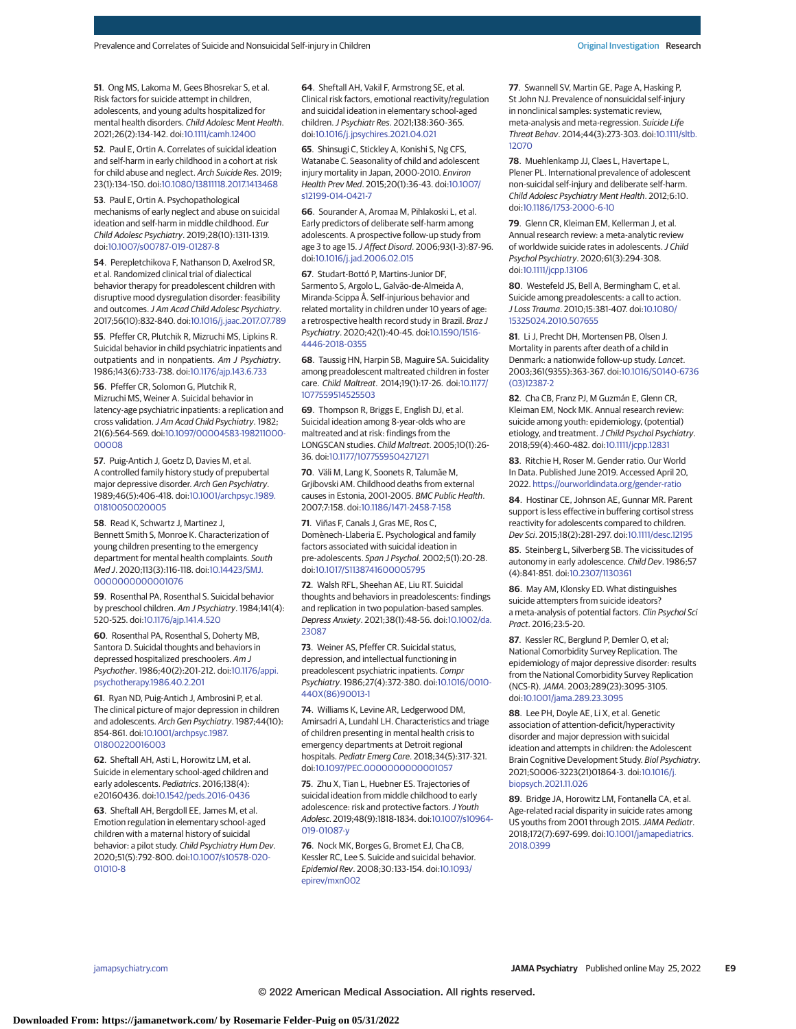51. Ong MS, Lakoma M, Gees Bhosrekar S, et al. Risk factors for suicide attempt in children, adolescents, and young adults hospitalized for mental health disorders. *Child Adolesc Ment Health*. 2021;26(2):134-142. doi:10.1111/camh.12400

52. Paul E, Ortin A. Correlates of suicidal ideation and self-harm in early childhood in a cohort at risk for child abuse and neglect. *Arch Suicide Res*. 2019; 23(1):134-150. doi:10.1080/13811118.2017.1413468

53. Paul E, Ortin A. Psychopathological mechanisms of early neglect and abuse on suicidal ideation and self-harm in middle childhood. *Eur Child Adolesc Psychiatry*. 2019;28(10):1311-1319. doi:10.1007/s00787-019-01287-8

54. Perepletchikova F, Nathanson D, Axelrod SR, et al. Randomized clinical trial of dialectical behavior therapy for preadolescent children with disruptive mood dysregulation disorder: feasibility and outcomes. *J Am Acad Child Adolesc Psychiatry*. 2017;56(10):832-840. doi:10.1016/j.jaac.2017.07.789

55. Pfeffer CR, Plutchik R, Mizruchi MS, Lipkins R. Suicidal behavior in child psychiatric inpatients and outpatients and in nonpatients. *Am J Psychiatry*. 1986;143(6):733-738. doi:10.1176/ajp.143.6.733

56. Pfeffer CR, Solomon G, Plutchik R, Mizruchi MS, Weiner A. Suicidal behavior in latency-age psychiatric inpatients: a replication and cross validation. *J Am Acad Child Psychiatry*. 1982; 21(6):564-569. doi:10.1097/00004583-198211000-00008

57. Puig-Antich J, Goetz D, Davies M, et al. A controlled family history study of prepubertal major depressive disorder. *Arch Gen Psychiatry*. 1989;46(5):406-418. doi:10.1001/archpsyc.1989.01810050020005

58. Read K, Schwartz J, Martinez J, Bennett Smith S, Monroe K. Characterization of young children presenting to the emergency department for mental health complaints. *South Med J*. 2020;113(3):116-118. doi:10.14423/SMJ.0000000000001076

59. Rosenthal PA, Rosenthal S. Suicidal behavior by preschool children. *Am J Psychiatry*. 1984;141(4): 520-525. doi:10.1176/ajp.141.4.520

60. Rosenthal PA, Rosenthal S, Doherty MB, Santora D. Suicidal thoughts and behaviors in depressed hospitalized preschoolers. *Am J Psychother*. 1986;40(2):201-212. doi:10.1176/appi.psychotherapy.1986.40.2.201

61. Ryan ND, Puig-Antich J, Ambrosini P, et al. The clinical picture of major depression in children and adolescents. *Arch Gen Psychiatry*. 1987;44(10): 854-861. doi:10.1001/archpsyc.1987.01800220016003

62. Sheftall AH, Asti L, Horowitz LM, et al. Suicide in elementary school-aged children and early adolescents. *Pediatrics*. 2016;138(4): e20160436. doi:10.1542/peds.2016-0436

63. Sheftall AH, Bergdoll EE, James M, et al. Emotion regulation in elementary school-aged children with a maternal history of suicidal behavior: a pilot study. *Child Psychiatry Hum Dev*. 2020;51(5):792-800. doi:10.1007/s10578-020-01010-8

64. Sheftall AH, Vakil F, Armstrong SE, et al. Clinical risk factors, emotional reactivity/regulation and suicidal ideation in elementary school-aged children. *J Psychiatr Res*. 2021;138:360-365. doi:10.1016/j.jpsychires.2021.04.021

65. Shinsugi C, Stickley A, Konishi S, Ng CFS, Watanabe C. Seasonality of child and adolescent injury mortality in Japan, 2000-2010. *Environ Health Prev Med*. 2015;20(1):36-43. doi:10.1007/s12199-014-0421-7

66. Sourander A, Aromaa M, Pihlakoski L, et al. Early predictors of deliberate self-harm among adolescents. A prospective follow-up study from age 3 to age 15. *J Affect Disord*. 2006;93(1-3):87-96. doi:10.1016/j.jad.2006.02.015

67. Studart-Bottó P, Martins-Junior DF, Sarmento S, Argolo L, Galvão-de-Almeida A, Miranda-Scippa Â. Self-injurious behavior and related mortality in children under 10 years of age: a retrospective health record study in Brazil. *Braz J Psychiatry*. 2020;42(1):40-45. doi:10.1590/1516-4446-2018-0355

68. Taussig HN, Harpin SB, Maguire SA. Suicidality among preadolescent maltreated children in foster care. *Child Maltreat*. 2014;19(1):17-26. doi:10.1177/1077559514525503

69. Thompson R, Briggs E, English DJ, et al. Suicidal ideation among 8-year-olds who are maltreated and at risk: findings from the LONGSCAN studies. *Child Maltreat*. 2005;10(1):26-36. doi:10.1177/1077559504271271

70. Väli M, Lang K, Soonets R, Talumäe M, Grjibovski AM. Childhood deaths from external causes in Estonia, 2001-2005. *BMC Public Health*. 2007;7:158. doi:10.1186/1471-2458-7-158

71. Viñas F, Canals J, Gras ME, Ros C, Domènech-Llaberia E. Psychological and family factors associated with suicidal ideation in pre-adolescents. *Span J Psychol*. 2002;5(1):20-28. doi:10.1017/S1138741600005795

72. Walsh RFL, Sheehan AE, Liu RT. Suicidal thoughts and behaviors in preadolescents: findings and replication in two population-based samples. *Depress Anxiety*. 2021;38(1):48-56. doi:10.1002/da.23087

73. Weiner AS, Pfeffer CR. Suicidal status, depression, and intellectual functioning in preadolescent psychiatric inpatients. *Compr Psychiatry*. 1986;27(4):372-380. doi:10.1016/0010-440X(86)90013-1

74. Williams K, Levine AR, Ledgerwood DM, Amirsadri A, Lundahl LH. Characteristics and triage of children presenting in mental health crisis to emergency departments at Detroit regional hospitals. *Pediatr Emerg Care*. 2018;34(5):317-321. doi:10.1097/PEC.0000000000001057

75. Zhu X, Tian L, Huebner ES. Trajectories of suicidal ideation from middle childhood to early adolescence: risk and protective factors. *J Youth Adolesc*. 2019;48(9):1818-1834. doi:10.1007/s10964-019-01087-y

76. Nock MK, Borges G, Bromet EJ, Cha CB, Kessler RC, Lee S. Suicide and suicidal behavior. *Epidemiol Rev*. 2008;30:133-154. doi:10.1093/epirev/mxn002

77. Swannell SV, Martin GE, Page A, Hasking P, St John NJ. Prevalence of nonsuicidal self-injury in nonclinical samples: systematic review, meta-analysis and meta-regression. *Suicide Life Threat Behav*. 2014;44(3):273-303. doi:10.1111/sltb.12070

78. Muehlenkamp JJ, Claes L, Havertape L, Plener PL. International prevalence of adolescent non-suicidal self-injury and deliberate self-harm. *Child Adolesc Psychiatry Ment Health*. 2012;6:10. doi:10.1186/1753-2000-6-10

79. Glenn CR, Kleiman EM, Kellerman J, et al. Annual research review: a meta-analytic review of worldwide suicide rates in adolescents. *J Child Psychol Psychiatry*. 2020;61(3):294-308. doi:10.1111/jcpp.13106

80. Westefeld JS, Bell A, Bermingham C, et al. Suicide among preadolescents: a call to action. *J Loss Trauma*. 2010;15:381-407. doi:10.1080/15325024.2010.507655

81. Li J, Precht DH, Mortensen PB, Olsen J. Mortality in parents after death of a child in Denmark: a nationwide follow-up study. *Lancet*. 2003;361(9355):363-367. doi:10.1016/S0140-6736(03)12387-2

82. Cha CB, Franz PJ, M Guzmán E, Glenn CR, Kleiman EM, Nock MK. Annual research review: suicide among youth: epidemiology, (potential) etiology, and treatment. *J Child Psychol Psychiatry*. 2018;59(4):460-482. doi:10.1111/jcpp.12831

83. Ritchie H, Roser M. Gender ratio. Our World In Data. Published June 2019. Accessed April 20, 2022. https://ourworldindata.org/gender-ratio

84. Hostinar CE, Johnson AE, Gunnar MR. Parent support is less effective in buffering cortisol stress reactivity for adolescents compared to children. *Dev Sci*. 2015;18(2):281-297. doi:10.1111/desc.12195

85. Steinberg L, Silverberg SB. The vicissitudes of autonomy in early adolescence. *Child Dev*. 1986;57 (4):841-851. doi:10.2307/1130361

86. May AM, Klonsky ED. What distinguishes suicide attempters from suicide ideators? a meta-analysis of potential factors. *Clin Psychol Sci Pract*. 2016;23:5-20.

87. Kessler RC, Berglund P, Demler O, et al; National Comorbidity Survey Replication. The epidemiology of major depressive disorder: results from the National Comorbidity Survey Replication (NCS-R). *JAMA*. 2003;289(23):3095-3105. doi:10.1001/jama.289.23.3095

88. Lee PH, Doyle AE, Li X, et al. Genetic association of attention-deficit/hyperactivity disorder and major depression with suicidal ideation and attempts in children: the Adolescent Brain Cognitive Development Study. *Biol Psychiatry*. 2021;S0006-3223(21)01864-3. doi:10.1016/j.biopsych.2021.11.026

89. Bridge JA, Horowitz LM, Fontanella CA, et al. Age-related racial disparity in suicide rates among US youths from 2001 through 2015. *JAMA Pediatr*. 2018;172(7):697-699. doi:10.1001/jamapediatrics.2018.0399